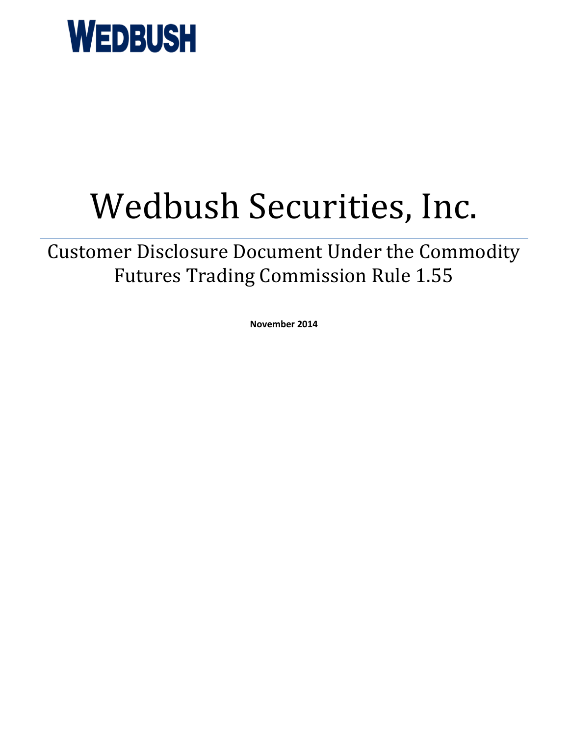**WEDBUSH**

# Wedbush Securities, Inc.

## Customer Disclosure Document Under the Commodity Futures Trading Commission Rule 1.55

**November 2014**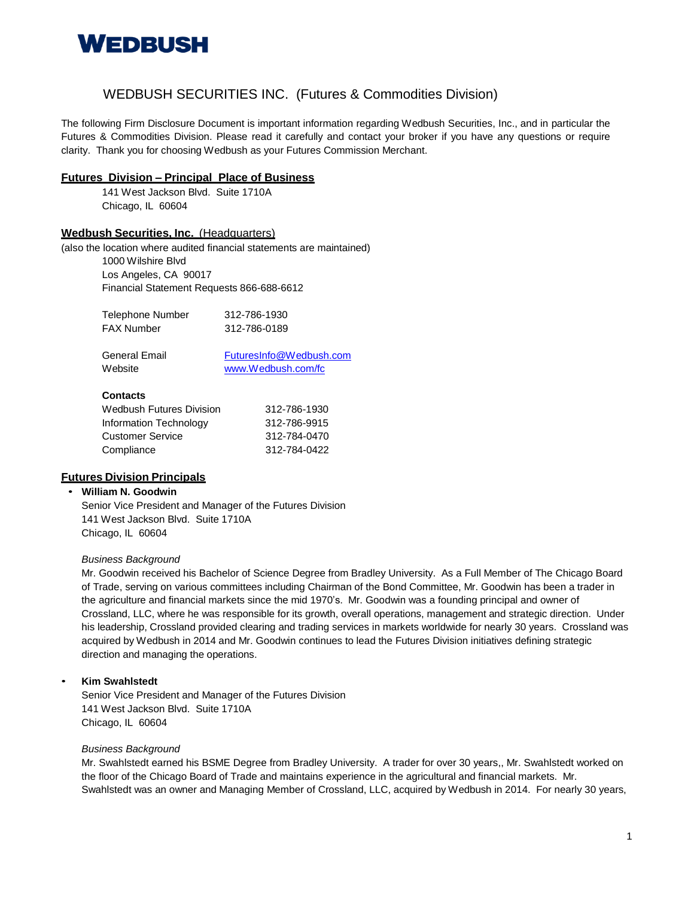**WEDBUSH**

# WEDBUSH SECURITIES INC. (Futures & Commodities Division)

The following Firm Disclosure Document is important information regarding Wedbush Securities, Inc., and in particular the Futures & Commodities Division. Please read it carefully and contact your broker if you have any questions or require clarity. Thank you for choosing Wedbush as your Futures Commission Merchant.

## Futures Division – Principal Place of Business

141 West Jackson Blvd. Suite 1710A
Chicago, IL 60604

## Wedbush Securities, Inc. (Headquarters)

(also the location where audited financial statements are maintained)

1000 Wilshire Blvd
Los Angeles, CA 90017
Financial Statement Requests 866-688-6612

| | |
|---|---|
| Telephone Number | 312-786-1930 |
| FAX Number | 312-786-0189 |
| General Email | FuturesInfo@Wedbush.com |
| Website | www.Wedbush.com/fc |

**Contacts**

| | |
|---|---|
| Wedbush Futures Division | 312-786-1930 |
| Information Technology | 312-786-9915 |
| Customer Service | 312-784-0470 |
| Compliance | 312-784-0422 |

## Futures Division Principals

- **William N. Goodwin**
  Senior Vice President and Manager of the Futures Division
  141 West Jackson Blvd. Suite 1710A
  Chicago, IL 60604

  *Business Background*

  Mr. Goodwin received his Bachelor of Science Degree from Bradley University. As a Full Member of The Chicago Board of Trade, serving on various committees including Chairman of the Bond Committee, Mr. Goodwin has been a trader in the agriculture and financial markets since the mid 1970's. Mr. Goodwin was a founding principal and owner of Crossland, LLC, where he was responsible for its growth, overall operations, management and strategic direction. Under his leadership, Crossland provided clearing and trading services in markets worldwide for nearly 30 years. Crossland was acquired by Wedbush in 2014 and Mr. Goodwin continues to lead the Futures Division initiatives defining strategic direction and managing the operations.

- **Kim Swahlstedt**
  Senior Vice President and Manager of the Futures Division
  141 West Jackson Blvd. Suite 1710A
  Chicago, IL 60604

  *Business Background*

  Mr. Swahlstedt earned his BSME Degree from Bradley University. A trader for over 30 years,, Mr. Swahlstedt worked on the floor of the Chicago Board of Trade and maintains experience in the agricultural and financial markets. Mr. Swahlstedt was an owner and Managing Member of Crossland, LLC, acquired by Wedbush in 2014. For nearly 30 years,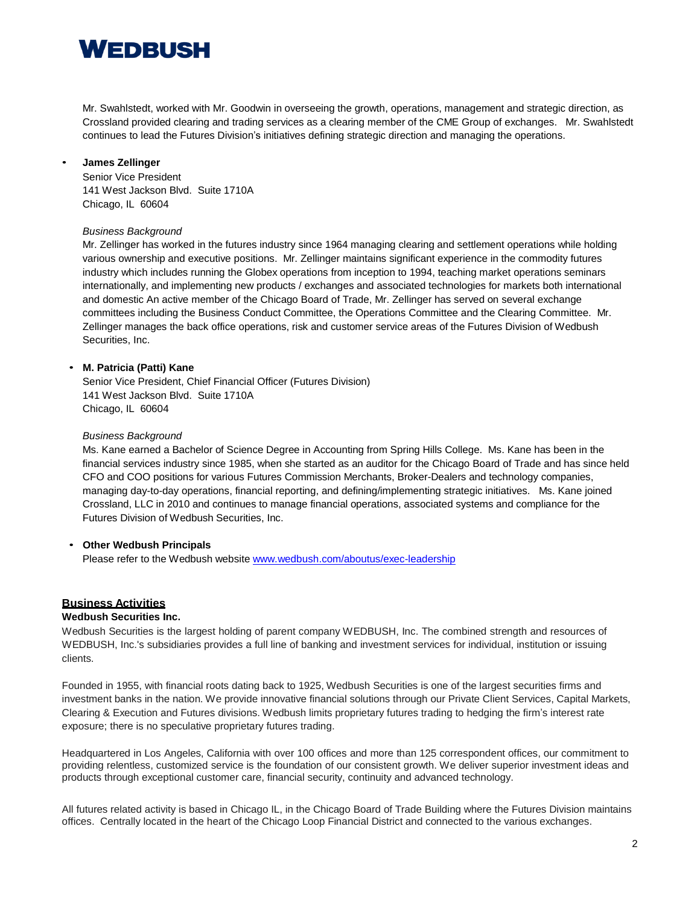Mr. Swahlstedt, worked with Mr. Goodwin in overseeing the growth, operations, management and strategic direction, as Crossland provided clearing and trading services as a clearing member of the CME Group of exchanges. Mr. Swahlstedt continues to lead the Futures Division's initiatives defining strategic direction and managing the operations.

- **James Zellinger**
  Senior Vice President
  141 West Jackson Blvd. Suite 1710A
  Chicago, IL 60604

  *Business Background*
  Mr. Zellinger has worked in the futures industry since 1964 managing clearing and settlement operations while holding various ownership and executive positions. Mr. Zellinger maintains significant experience in the commodity futures industry which includes running the Globex operations from inception to 1994, teaching market operations seminars internationally, and implementing new products / exchanges and associated technologies for markets both international and domestic An active member of the Chicago Board of Trade, Mr. Zellinger has served on several exchange committees including the Business Conduct Committee, the Operations Committee and the Clearing Committee. Mr. Zellinger manages the back office operations, risk and customer service areas of the Futures Division of Wedbush Securities, Inc.

- **M. Patricia (Patti) Kane**
  Senior Vice President, Chief Financial Officer (Futures Division)
  141 West Jackson Blvd. Suite 1710A
  Chicago, IL 60604

  *Business Background*
  Ms. Kane earned a Bachelor of Science Degree in Accounting from Spring Hills College. Ms. Kane has been in the financial services industry since 1985, when she started as an auditor for the Chicago Board of Trade and has since held CFO and COO positions for various Futures Commission Merchants, Broker-Dealers and technology companies, managing day-to-day operations, financial reporting, and defining/implementing strategic initiatives. Ms. Kane joined Crossland, LLC in 2010 and continues to manage financial operations, associated systems and compliance for the Futures Division of Wedbush Securities, Inc.

- **Other Wedbush Principals**
  Please refer to the Wedbush website [www.wedbush.com/aboutus/exec-leadership](www.wedbush.com/aboutus/exec-leadership)

## Business Activities

**Wedbush Securities Inc.**

Wedbush Securities is the largest holding of parent company WEDBUSH, Inc. The combined strength and resources of WEDBUSH, Inc.'s subsidiaries provides a full line of banking and investment services for individual, institution or issuing clients.

Founded in 1955, with financial roots dating back to 1925, Wedbush Securities is one of the largest securities firms and investment banks in the nation. We provide innovative financial solutions through our Private Client Services, Capital Markets, Clearing & Execution and Futures divisions. Wedbush limits proprietary futures trading to hedging the firm's interest rate exposure; there is no speculative proprietary futures trading.

Headquartered in Los Angeles, California with over 100 offices and more than 125 correspondent offices, our commitment to providing relentless, customized service is the foundation of our consistent growth. We deliver superior investment ideas and products through exceptional customer care, financial security, continuity and advanced technology.

All futures related activity is based in Chicago IL, in the Chicago Board of Trade Building where the Futures Division maintains offices. Centrally located in the heart of the Chicago Loop Financial District and connected to the various exchanges.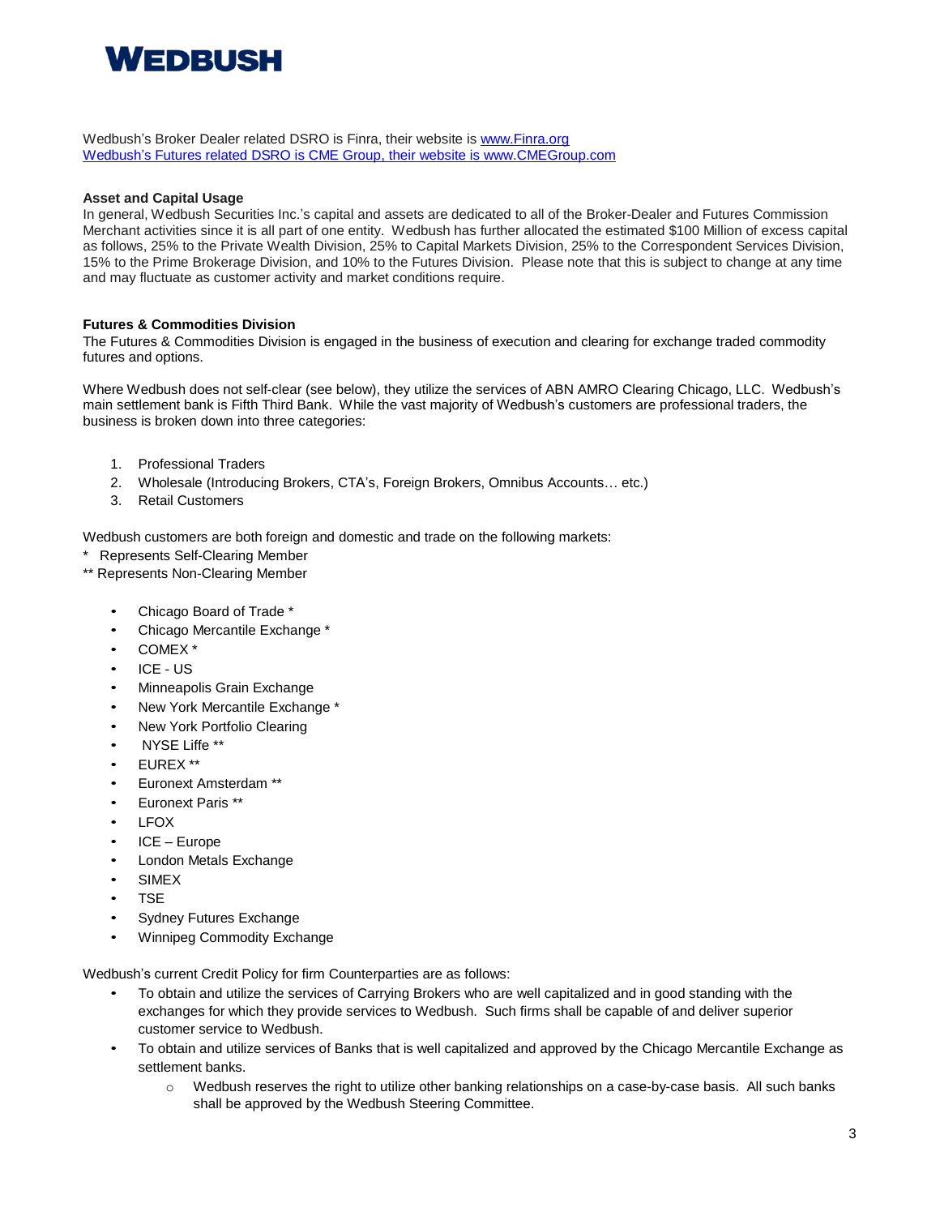**WEDBUSH**

Wedbush's Broker Dealer related DSRO is Finra, their website is www.Finra.org
Wedbush's Futures related DSRO is CME Group, their website is www.CMEGroup.com

**Asset and Capital Usage**
In general, Wedbush Securities Inc.'s capital and assets are dedicated to all of the Broker-Dealer and Futures Commission Merchant activities since it is all part of one entity. Wedbush has further allocated the estimated $100 Million of excess capital as follows, 25% to the Private Wealth Division, 25% to Capital Markets Division, 25% to the Correspondent Services Division, 15% to the Prime Brokerage Division, and 10% to the Futures Division. Please note that this is subject to change at any time and may fluctuate as customer activity and market conditions require.

**Futures & Commodities Division**
The Futures & Commodities Division is engaged in the business of execution and clearing for exchange traded commodity futures and options.

Where Wedbush does not self-clear (see below), they utilize the services of ABN AMRO Clearing Chicago, LLC. Wedbush's main settlement bank is Fifth Third Bank. While the vast majority of Wedbush's customers are professional traders, the business is broken down into three categories:

1. Professional Traders
2. Wholesale (Introducing Brokers, CTA's, Foreign Brokers, Omnibus Accounts… etc.)
3. Retail Customers

Wedbush customers are both foreign and domestic and trade on the following markets:
\* Represents Self-Clearing Member
\*\* Represents Non-Clearing Member

- Chicago Board of Trade *
- Chicago Mercantile Exchange *
- COMEX *
- ICE - US
- Minneapolis Grain Exchange
- New York Mercantile Exchange *
- New York Portfolio Clearing
- NYSE Liffe **
- EUREX **
- Euronext Amsterdam **
- Euronext Paris **
- LFOX
- ICE – Europe
- London Metals Exchange
- SIMEX
- TSE
- Sydney Futures Exchange
- Winnipeg Commodity Exchange

Wedbush's current Credit Policy for firm Counterparties are as follows:

- To obtain and utilize the services of Carrying Brokers who are well capitalized and in good standing with the exchanges for which they provide services to Wedbush. Such firms shall be capable of and deliver superior customer service to Wedbush.
- To obtain and utilize services of Banks that is well capitalized and approved by the Chicago Mercantile Exchange as settlement banks.
  - Wedbush reserves the right to utilize other banking relationships on a case-by-case basis. All such banks shall be approved by the Wedbush Steering Committee.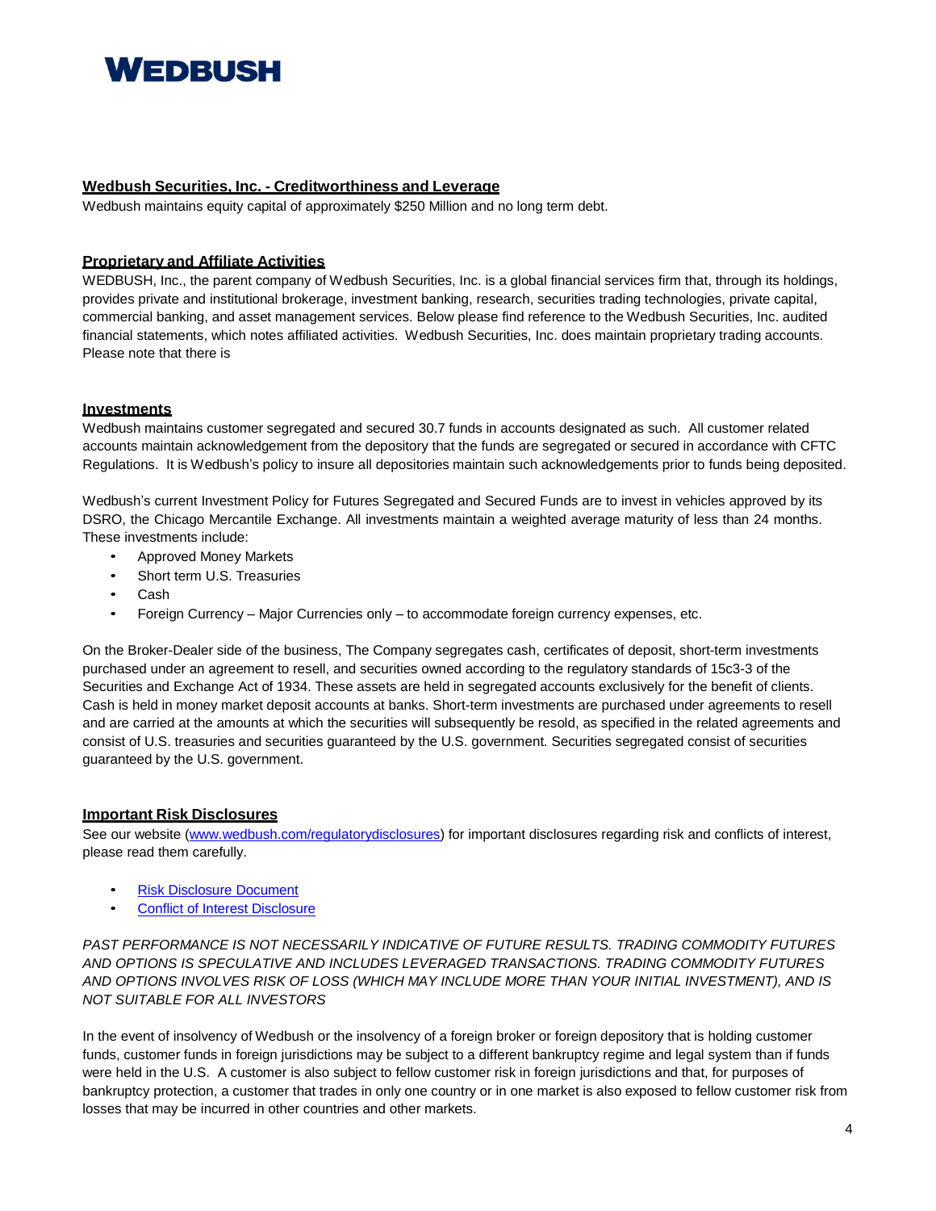# WEDBUSH

## Wedbush Securities, Inc. - Creditworthiness and Leverage

Wedbush maintains equity capital of approximately $250 Million and no long term debt.

## Proprietary and Affiliate Activities

WEDBUSH, Inc., the parent company of Wedbush Securities, Inc. is a global financial services firm that, through its holdings, provides private and institutional brokerage, investment banking, research, securities trading technologies, private capital, commercial banking, and asset management services. Below please find reference to the Wedbush Securities, Inc. audited financial statements, which notes affiliated activities. Wedbush Securities, Inc. does maintain proprietary trading accounts. Please note that there is

## Investments

Wedbush maintains customer segregated and secured 30.7 funds in accounts designated as such. All customer related accounts maintain acknowledgement from the depository that the funds are segregated or secured in accordance with CFTC Regulations. It is Wedbush's policy to insure all depositories maintain such acknowledgements prior to funds being deposited.

Wedbush's current Investment Policy for Futures Segregated and Secured Funds are to invest in vehicles approved by its DSRO, the Chicago Mercantile Exchange. All investments maintain a weighted average maturity of less than 24 months. These investments include:

- Approved Money Markets
- Short term U.S. Treasuries
- Cash
- Foreign Currency – Major Currencies only – to accommodate foreign currency expenses, etc.

On the Broker-Dealer side of the business, The Company segregates cash, certificates of deposit, short-term investments purchased under an agreement to resell, and securities owned according to the regulatory standards of 15c3-3 of the Securities and Exchange Act of 1934. These assets are held in segregated accounts exclusively for the benefit of clients. Cash is held in money market deposit accounts at banks. Short-term investments are purchased under agreements to resell and are carried at the amounts at which the securities will subsequently be resold, as specified in the related agreements and consist of U.S. treasuries and securities guaranteed by the U.S. government. Securities segregated consist of securities guaranteed by the U.S. government.

## Important Risk Disclosures

See our website ([www.wedbush.com/regulatorydisclosures](www.wedbush.com/regulatorydisclosures)) for important disclosures regarding risk and conflicts of interest, please read them carefully.

- Risk Disclosure Document
- Conflict of Interest Disclosure

*PAST PERFORMANCE IS NOT NECESSARILY INDICATIVE OF FUTURE RESULTS. TRADING COMMODITY FUTURES AND OPTIONS IS SPECULATIVE AND INCLUDES LEVERAGED TRANSACTIONS. TRADING COMMODITY FUTURES AND OPTIONS INVOLVES RISK OF LOSS (WHICH MAY INCLUDE MORE THAN YOUR INITIAL INVESTMENT), AND IS NOT SUITABLE FOR ALL INVESTORS*

In the event of insolvency of Wedbush or the insolvency of a foreign broker or foreign depository that is holding customer funds, customer funds in foreign jurisdictions may be subject to a different bankruptcy regime and legal system than if funds were held in the U.S. A customer is also subject to fellow customer risk in foreign jurisdictions and that, for purposes of bankruptcy protection, a customer that trades in only one country or in one market is also exposed to fellow customer risk from losses that may be incurred in other countries and other markets.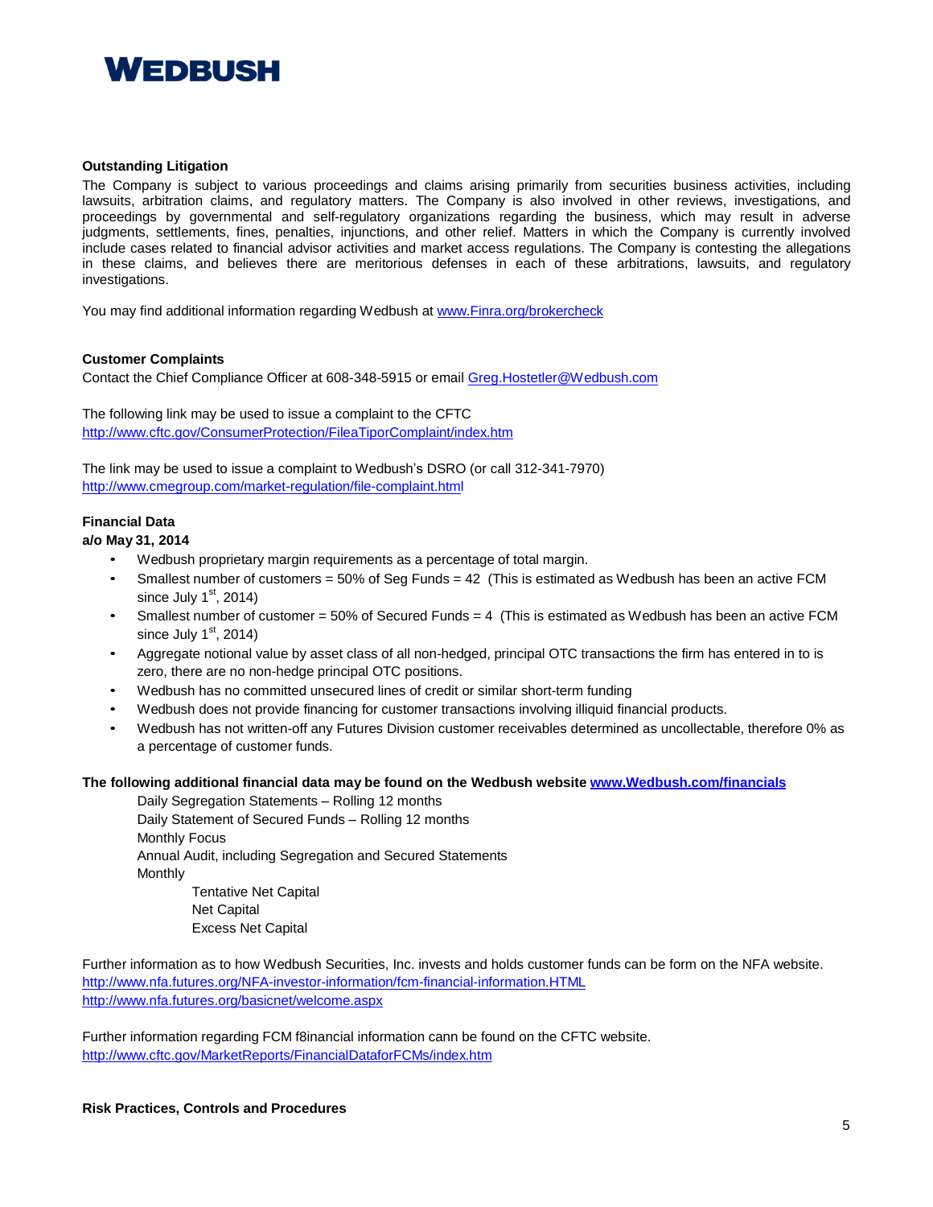**WEDBUSH**

**Outstanding Litigation**

The Company is subject to various proceedings and claims arising primarily from securities business activities, including lawsuits, arbitration claims, and regulatory matters. The Company is also involved in other reviews, investigations, and proceedings by governmental and self-regulatory organizations regarding the business, which may result in adverse judgments, settlements, fines, penalties, injunctions, and other relief. Matters in which the Company is currently involved include cases related to financial advisor activities and market access regulations. The Company is contesting the allegations in these claims, and believes there are meritorious defenses in each of these arbitrations, lawsuits, and regulatory investigations.

You may find additional information regarding Wedbush at www.Finra.org/brokercheck

**Customer Complaints**

Contact the Chief Compliance Officer at 608-348-5915 or email Greg.Hostetler@Wedbush.com

The following link may be used to issue a complaint to the CFTC
http://www.cftc.gov/ConsumerProtection/FileaTiporComplaint/index.htm

The link may be used to issue a complaint to Wedbush's DSRO (or call 312-341-7970)
http://www.cmegroup.com/market-regulation/file-complaint.html

**Financial Data**
**a/o May 31, 2014**

- Wedbush proprietary margin requirements as a percentage of total margin.
- Smallest number of customers = 50% of Seg Funds = 42 (This is estimated as Wedbush has been an active FCM since July 1st, 2014)
- Smallest number of customer = 50% of Secured Funds = 4 (This is estimated as Wedbush has been an active FCM since July 1st, 2014)
- Aggregate notional value by asset class of all non-hedged, principal OTC transactions the firm has entered in to is zero, there are no non-hedge principal OTC positions.
- Wedbush has no committed unsecured lines of credit or similar short-term funding
- Wedbush does not provide financing for customer transactions involving illiquid financial products.
- Wedbush has not written-off any Futures Division customer receivables determined as uncollectable, therefore 0% as a percentage of customer funds.

**The following additional financial data may be found on the Wedbush website www.Wedbush.com/financials**

Daily Segregation Statements – Rolling 12 months
Daily Statement of Secured Funds – Rolling 12 months
Monthly Focus
Annual Audit, including Segregation and Secured Statements
Monthly
- Tentative Net Capital
- Net Capital
- Excess Net Capital

Further information as to how Wedbush Securities, Inc. invests and holds customer funds can be form on the NFA website.
http://www.nfa.futures.org/NFA-investor-information/fcm-financial-information.HTML
http://www.nfa.futures.org/basicnet/welcome.aspx

Further information regarding FCM f8inancial information cann be found on the CFTC website.
http://www.cftc.gov/MarketReports/FinancialDataforFCMs/index.htm

**Risk Practices, Controls and Procedures**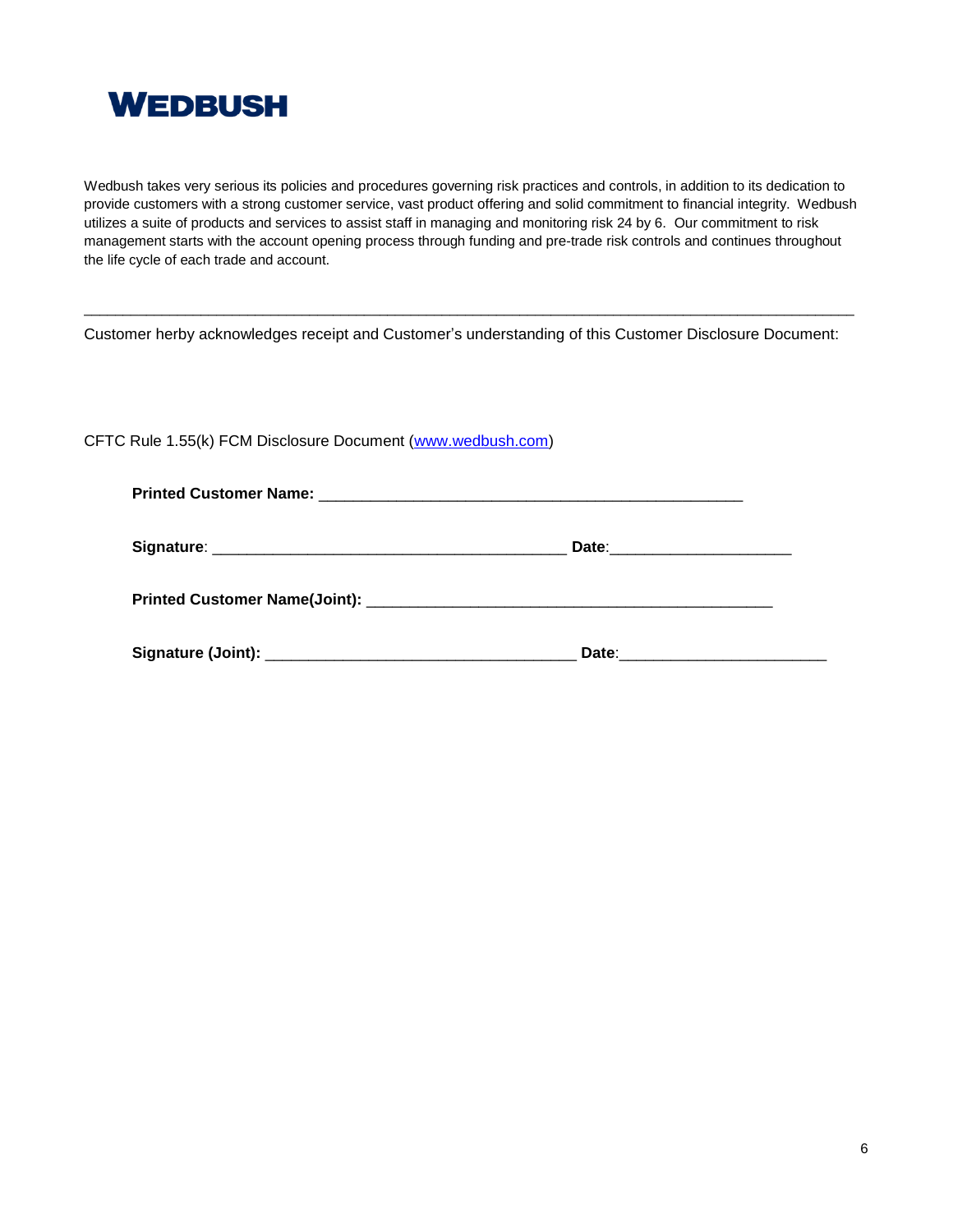**WEDBUSH**

Wedbush takes very serious its policies and procedures governing risk practices and controls, in addition to its dedication to provide customers with a strong customer service, vast product offering and solid commitment to financial integrity. Wedbush utilizes a suite of products and services to assist staff in managing and monitoring risk 24 by 6. Our commitment to risk management starts with the account opening process through funding and pre-trade risk controls and continues throughout the life cycle of each trade and account.

---

Customer herby acknowledges receipt and Customer's understanding of this Customer Disclosure Document:

CFTC Rule 1.55(k) FCM Disclosure Document ([www.wedbush.com](http://www.wedbush.com))

**Printed Customer Name:** ______________________________________________

**Signature**: _______________________________________ **Date**:____________________

**Printed Customer Name(Joint):** ____________________________________________

**Signature (Joint):** __________________________________ **Date**:______________________